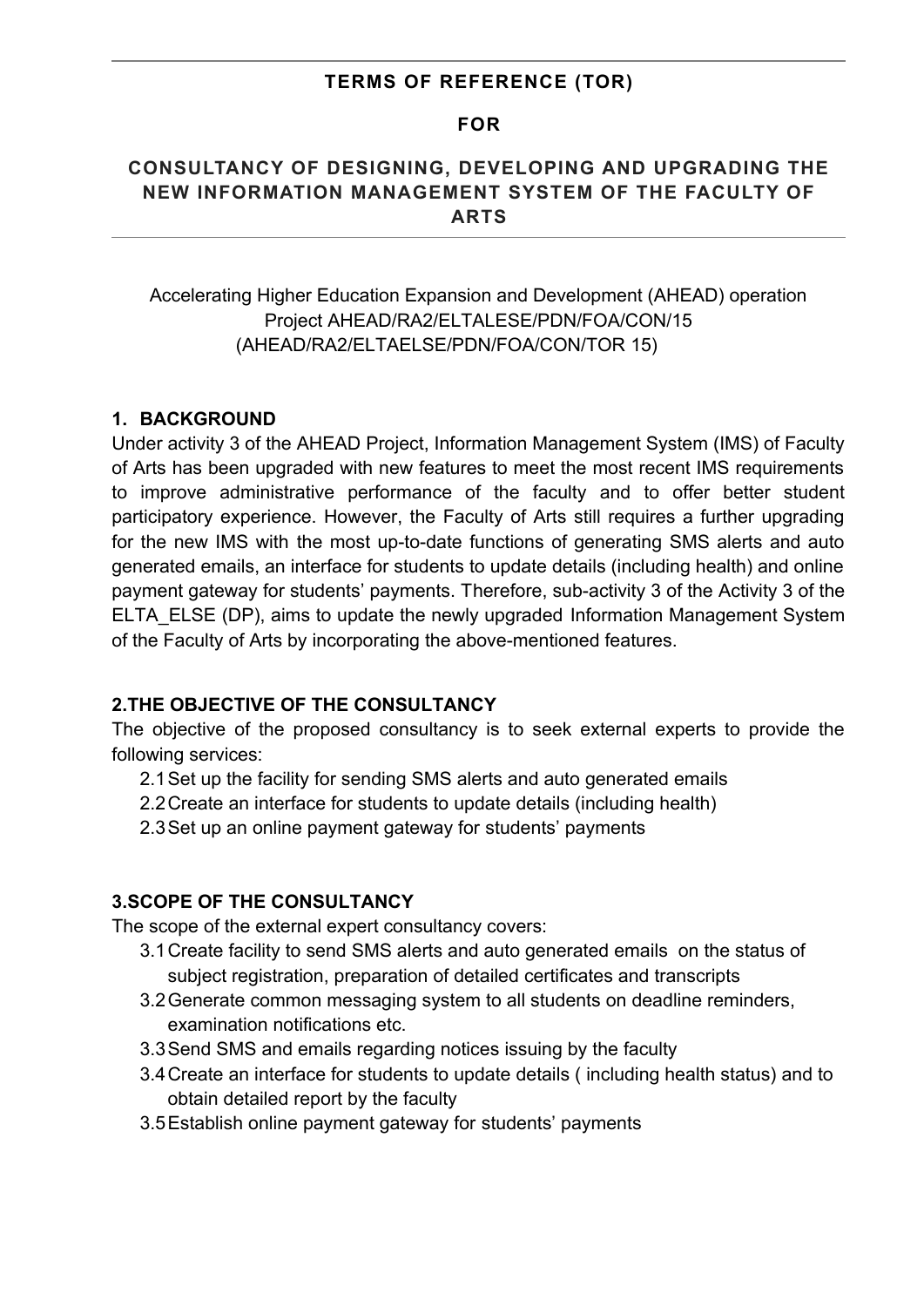# TERMS OF REFERENCE (TOR)

# FOR

# CONSULTANCY OF DESIGNING, DEVELOPING AND UPGRADING THE NEW INFORMATION MANAGEMENT SYSTEM OF THE FACULTY OF ARTS

Accelerating Higher Education Expansion and Development (AHEAD) operation
Project AHEAD/RA2/ELTALESE/PDN/FOA/CON/15
(AHEAD/RA2/ELTAELSE/PDN/FOA/CON/TOR 15)

## 1. BACKGROUND

Under activity 3 of the AHEAD Project, Information Management System (IMS) of Faculty of Arts has been upgraded with new features to meet the most recent IMS requirements to improve administrative performance of the faculty and to offer better student participatory experience. However, the Faculty of Arts still requires a further upgrading for the new IMS with the most up-to-date functions of generating SMS alerts and auto generated emails, an interface for students to update details (including health) and online payment gateway for students' payments. Therefore, sub-activity 3 of the Activity 3 of the ELTA_ELSE (DP), aims to update the newly upgraded Information Management System of the Faculty of Arts by incorporating the above-mentioned features.

## 2. THE OBJECTIVE OF THE CONSULTANCY

The objective of the proposed consultancy is to seek external experts to provide the following services:

2.1 Set up the facility for sending SMS alerts and auto generated emails
2.2 Create an interface for students to update details (including health)
2.3 Set up an online payment gateway for students' payments

## 3. SCOPE OF THE CONSULTANCY

The scope of the external expert consultancy covers:

3.1 Create facility to send SMS alerts and auto generated emails on the status of subject registration, preparation of detailed certificates and transcripts
3.2 Generate common messaging system to all students on deadline reminders, examination notifications etc.
3.3 Send SMS and emails regarding notices issuing by the faculty
3.4 Create an interface for students to update details ( including health status) and to obtain detailed report by the faculty
3.5 Establish online payment gateway for students' payments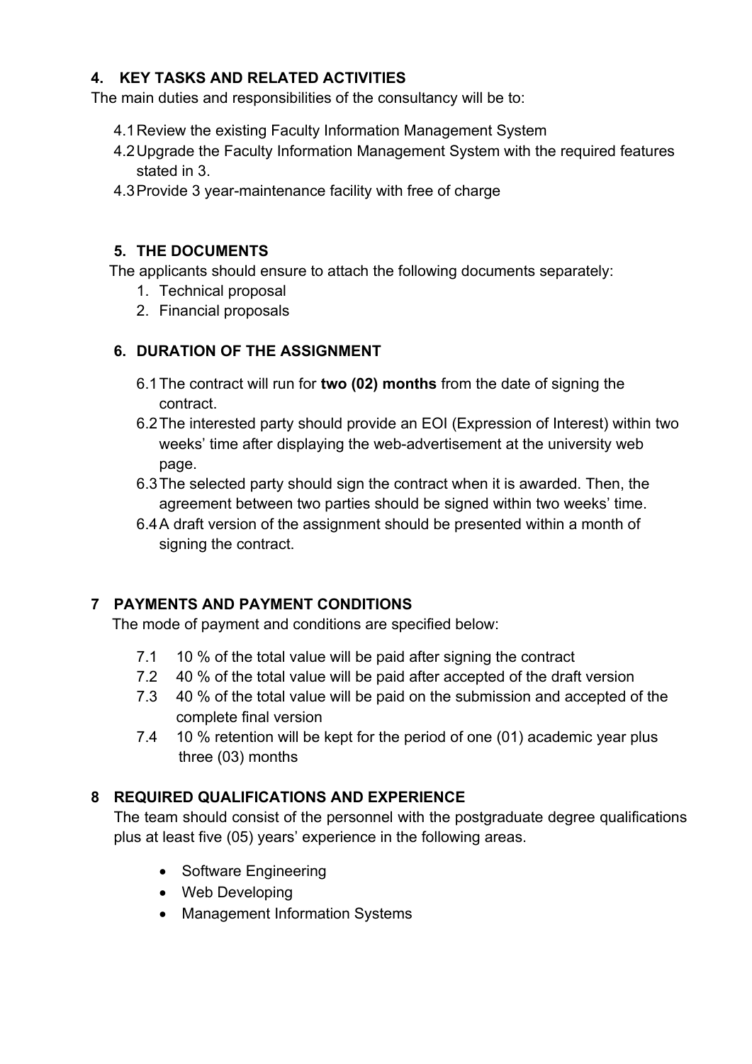## 4. KEY TASKS AND RELATED ACTIVITIES

The main duties and responsibilities of the consultancy will be to:

4.1 Review the existing Faculty Information Management System

4.2 Upgrade the Faculty Information Management System with the required features stated in 3.

4.3 Provide 3 year-maintenance facility with free of charge

## 5. THE DOCUMENTS

The applicants should ensure to attach the following documents separately:

1. Technical proposal
2. Financial proposals

## 6. DURATION OF THE ASSIGNMENT

6.1 The contract will run for **two (02) months** from the date of signing the contract.

6.2 The interested party should provide an EOI (Expression of Interest) within two weeks' time after displaying the web-advertisement at the university web page.

6.3 The selected party should sign the contract when it is awarded. Then, the agreement between two parties should be signed within two weeks' time.

6.4 A draft version of the assignment should be presented within a month of signing the contract.

## 7 PAYMENTS AND PAYMENT CONDITIONS

The mode of payment and conditions are specified below:

7.1 10 % of the total value will be paid after signing the contract

7.2 40 % of the total value will be paid after accepted of the draft version

7.3 40 % of the total value will be paid on the submission and accepted of the complete final version

7.4 10 % retention will be kept for the period of one (01) academic year plus three (03) months

## 8 REQUIRED QUALIFICATIONS AND EXPERIENCE

The team should consist of the personnel with the postgraduate degree qualifications plus at least five (05) years' experience in the following areas.

- Software Engineering
- Web Developing
- Management Information Systems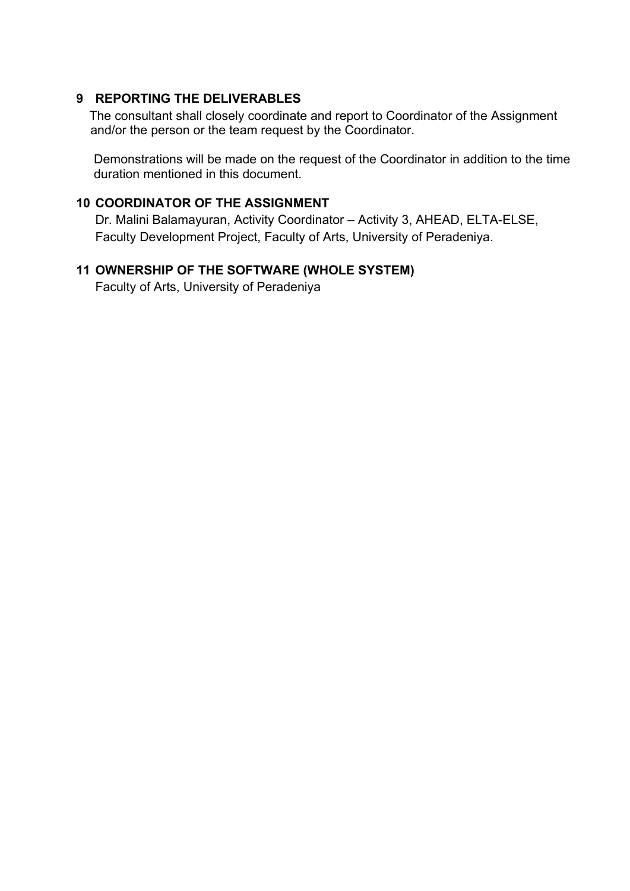## 9 REPORTING THE DELIVERABLES

The consultant shall closely coordinate and report to Coordinator of the Assignment and/or the person or the team request by the Coordinator.

Demonstrations will be made on the request of the Coordinator in addition to the time duration mentioned in this document.

## 10 COORDINATOR OF THE ASSIGNMENT

Dr. Malini Balamayuran, Activity Coordinator – Activity 3, AHEAD, ELTA-ELSE, Faculty Development Project, Faculty of Arts, University of Peradeniya.

## 11 OWNERSHIP OF THE SOFTWARE (WHOLE SYSTEM)

Faculty of Arts, University of Peradeniya